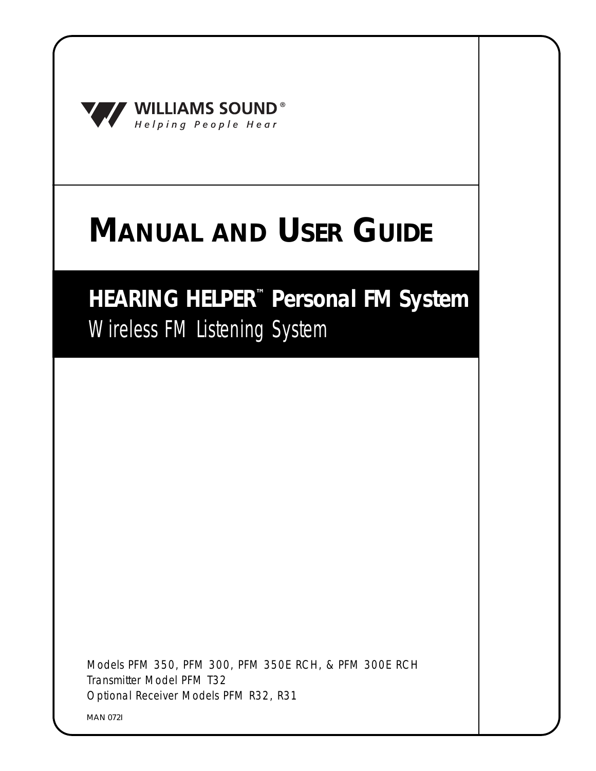WILLIAMS SOUND®
*Helping People Hear*

# MANUAL AND USER GUIDE

## HEARING HELPER™ Personal FM System

Wireless FM Listening System

Models PFM 350, PFM 300, PFM 350E RCH, & PFM 300E RCH
Transmitter Model PFM T32
Optional Receiver Models PFM R32, R31

MAN 072I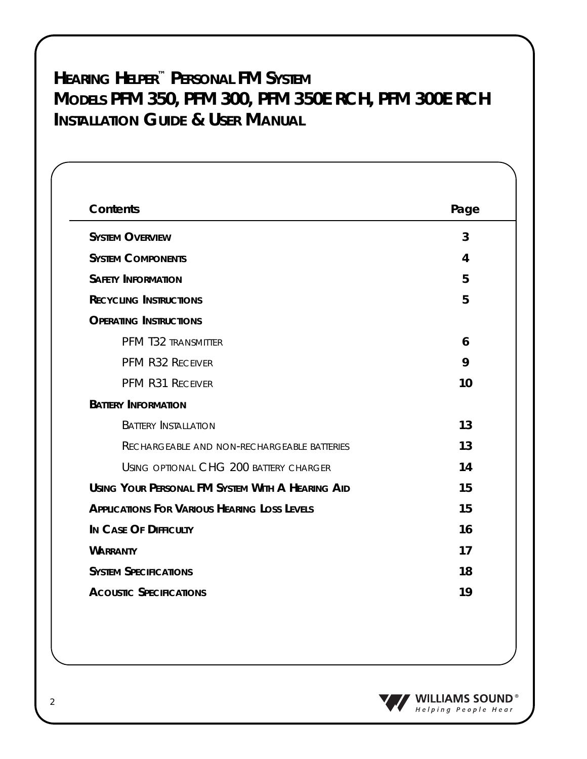# Hearing Helper™ Personal FM System
# Models PFM 350, PFM 300, PFM 350E RCH, PFM 300E RCH
# Installation Guide & User Manual

| Contents | Page |
|---|---|
| **System Overview** | 3 |
| **System Components** | 4 |
| **Safety Information** | 5 |
| **Recycling Instructions** | 5 |
| **Operating Instructions** | |
| PFM T32 Transmitter | 6 |
| PFM R32 Receiver | 9 |
| PFM R31 Receiver | 10 |
| **Battery Information** | |
| Battery Installation | 13 |
| Rechargeable and non-rechargeable batteries | 13 |
| Using optional CHG 200 battery charger | 14 |
| **Using Your Personal FM System With A Hearing Aid** | 15 |
| **Applications For Various Hearing Loss Levels** | 15 |
| **In Case Of Difficulty** | 16 |
| **Warranty** | 17 |
| **System Specifications** | 18 |
| **Acoustic Specifications** | 19 |

WILLIAMS SOUND® *Helping People Hear*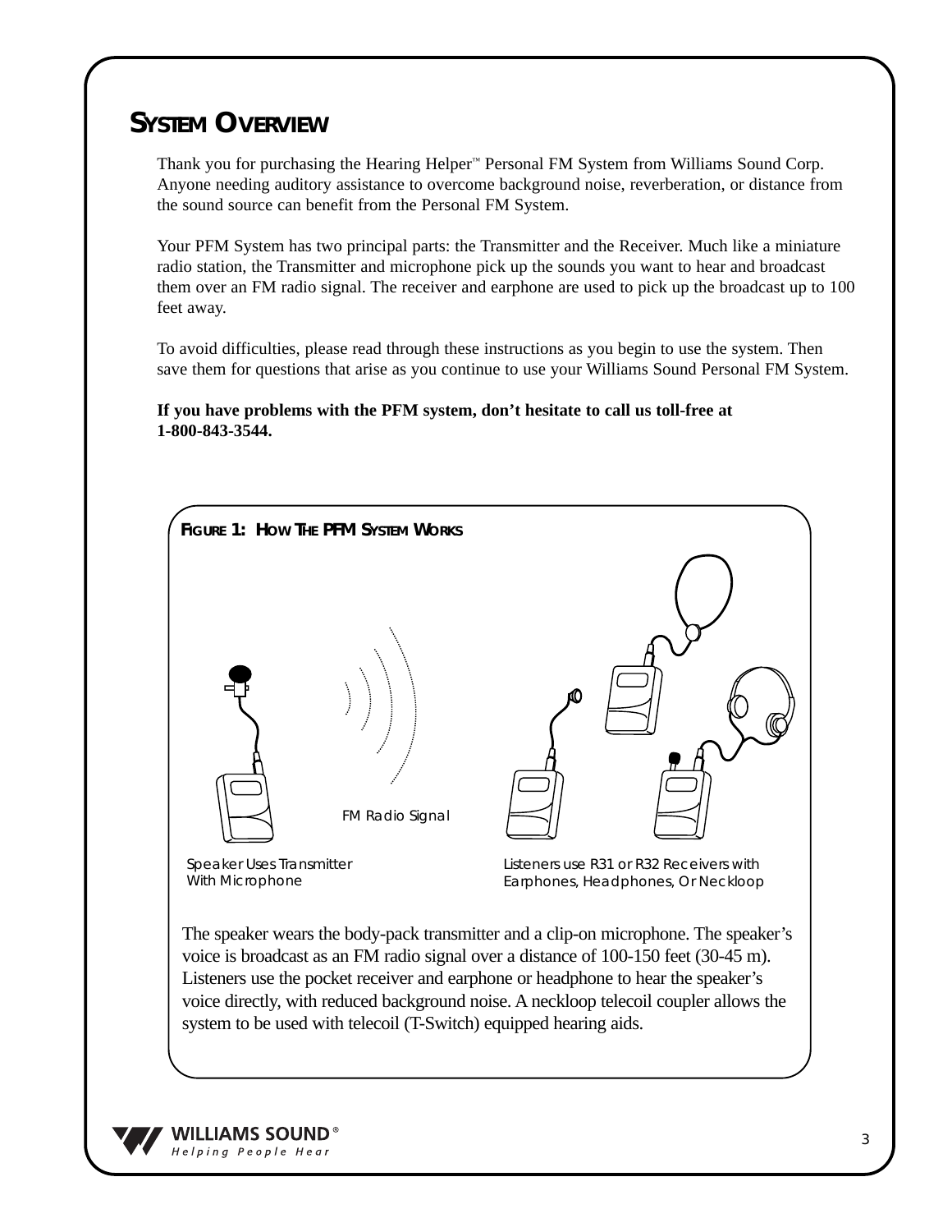# SYSTEM OVERVIEW

Thank you for purchasing the Hearing Helper™ Personal FM System from Williams Sound Corp. Anyone needing auditory assistance to overcome background noise, reverberation, or distance from the sound source can benefit from the Personal FM System.

Your PFM System has two principal parts: the Transmitter and the Receiver. Much like a miniature radio station, the Transmitter and microphone pick up the sounds you want to hear and broadcast them over an FM radio signal. The receiver and earphone are used to pick up the broadcast up to 100 feet away.

To avoid difficulties, please read through these instructions as you begin to use the system. Then save them for questions that arise as you continue to use your Williams Sound Personal FM System.

**If you have problems with the PFM system, don't hesitate to call us toll-free at 1-800-843-3544.**

## FIGURE 1: HOW THE PFM SYSTEM WORKS

FM Radio Signal

Speaker Uses Transmitter With Microphone

Listeners use R31 or R32 Receivers with Earphones, Headphones, Or Neckloop

The speaker wears the body-pack transmitter and a clip-on microphone. The speaker's voice is broadcast as an FM radio signal over a distance of 100-150 feet (30-45 m). Listeners use the pocket receiver and earphone or headphone to hear the speaker's voice directly, with reduced background noise. A neckloop telecoil coupler allows the system to be used with telecoil (T-Switch) equipped hearing aids.

WILLIAMS SOUND®
*Helping People Hear*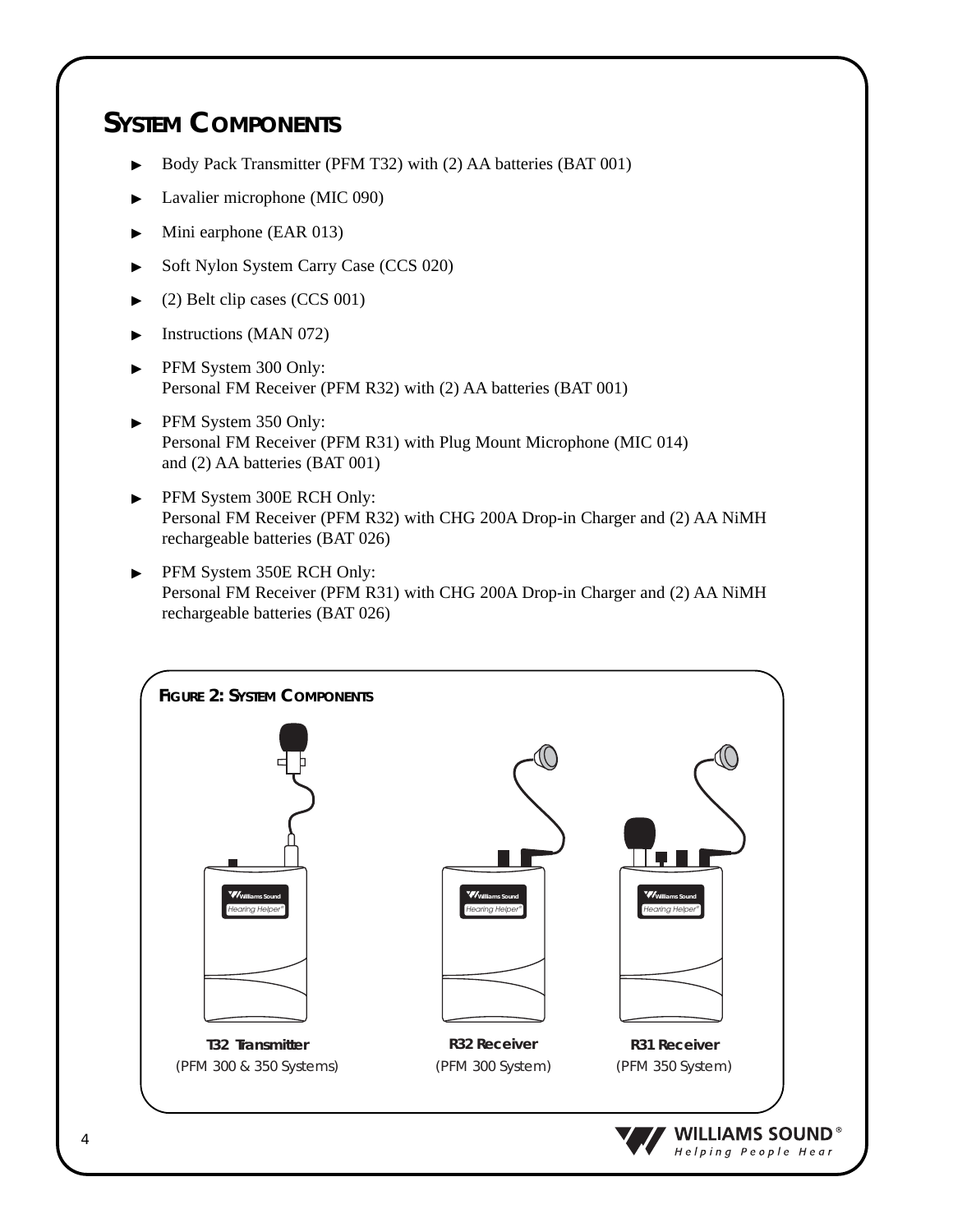## System Components

- Body Pack Transmitter (PFM T32) with (2) AA batteries (BAT 001)
- Lavalier microphone (MIC 090)
- Mini earphone (EAR 013)
- Soft Nylon System Carry Case (CCS 020)
- (2) Belt clip cases (CCS 001)
- Instructions (MAN 072)
- PFM System 300 Only:
  Personal FM Receiver (PFM R32) with (2) AA batteries (BAT 001)
- PFM System 350 Only:
  Personal FM Receiver (PFM R31) with Plug Mount Microphone (MIC 014) and (2) AA batteries (BAT 001)
- PFM System 300E RCH Only:
  Personal FM Receiver (PFM R32) with CHG 200A Drop-in Charger and (2) AA NiMH rechargeable batteries (BAT 026)
- PFM System 350E RCH Only:
  Personal FM Receiver (PFM R31) with CHG 200A Drop-in Charger and (2) AA NiMH rechargeable batteries (BAT 026)

### Figure 2: System Components

**T32 Transmitter**
(PFM 300 & 350 Systems)

**R32 Receiver**
(PFM 300 System)

**R31 Receiver**
(PFM 350 System)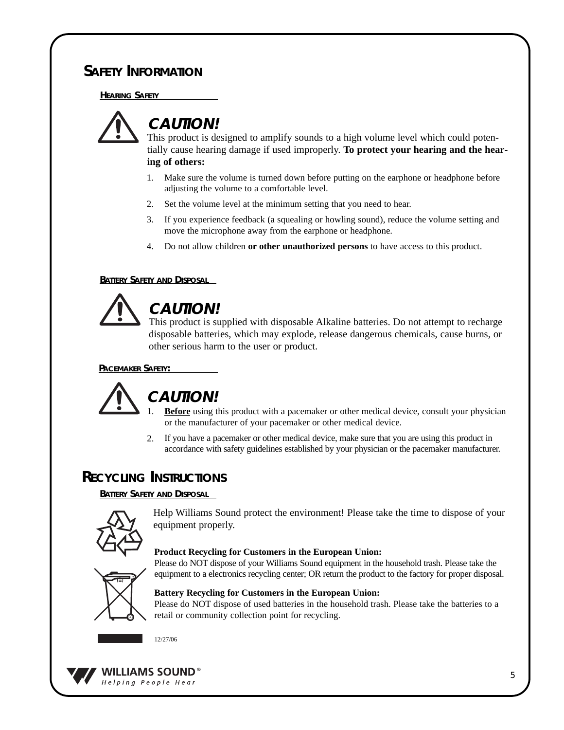# SAFETY INFORMATION

## HEARING SAFETY

### CAUTION!

This product is designed to amplify sounds to a high volume level which could potentially cause hearing damage if used improperly. **To protect your hearing and the hearing of others:**

1. Make sure the volume is turned down before putting on the earphone or headphone before adjusting the volume to a comfortable level.
2. Set the volume level at the minimum setting that you need to hear.
3. If you experience feedback (a squealing or howling sound), reduce the volume setting and move the microphone away from the earphone or headphone.
4. Do not allow children **or other unauthorized persons** to have access to this product.

## BATTERY SAFETY AND DISPOSAL

### CAUTION!

This product is supplied with disposable Alkaline batteries. Do not attempt to recharge disposable batteries, which may explode, release dangerous chemicals, cause burns, or other serious harm to the user or product.

## PACEMAKER SAFETY:

### CAUTION!

1. **Before** using this product with a pacemaker or other medical device, consult your physician or the manufacturer of your pacemaker or other medical device.
2. If you have a pacemaker or other medical device, make sure that you are using this product in accordance with safety guidelines established by your physician or the pacemaker manufacturer.

# RECYCLING INSTRUCTIONS

## BATTERY SAFETY AND DISPOSAL

Help Williams Sound protect the environment! Please take the time to dispose of your equipment properly.

**Product Recycling for Customers in the European Union:**
Please do NOT dispose of your Williams Sound equipment in the household trash. Please take the equipment to a electronics recycling center; OR return the product to the factory for proper disposal.

**Battery Recycling for Customers in the European Union:**
Please do NOT dispose of used batteries in the household trash. Please take the batteries to a retail or community collection point for recycling.

12/27/06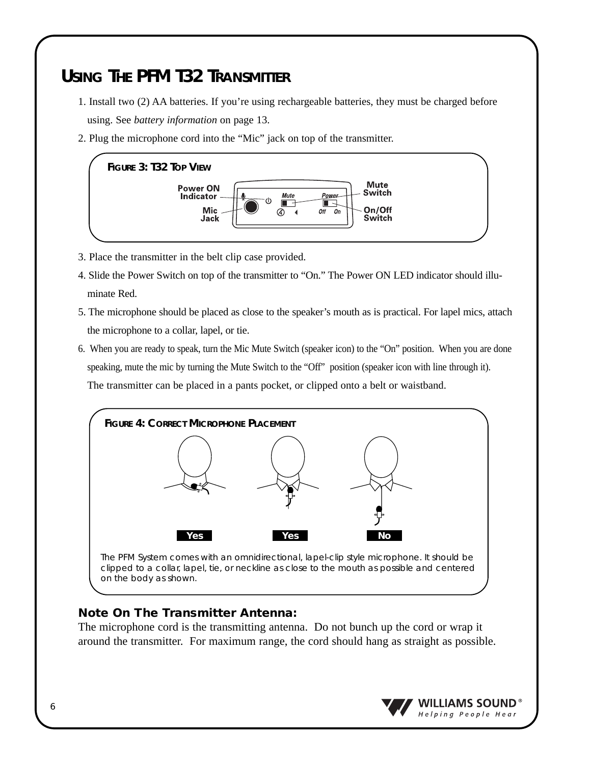# Using The PFM T32 Transmitter

1. Install two (2) AA batteries. If you're using rechargeable batteries, they must be charged before using. See *battery information* on page 13.
2. Plug the microphone cord into the "Mic" jack on top of the transmitter.

**Figure 3: T32 Top View**

Power ON Indicator, Mic Jack, Mute Switch, On/Off Switch

3. Place the transmitter in the belt clip case provided.
4. Slide the Power Switch on top of the transmitter to "On." The Power ON LED indicator should illuminate Red.
5. The microphone should be placed as close to the speaker's mouth as is practical. For lapel mics, attach the microphone to a collar, lapel, or tie.
6. When you are ready to speak, turn the Mic Mute Switch (speaker icon) to the "On" position. When you are done speaking, mute the mic by turning the Mute Switch to the "Off" position (speaker icon with line through it).

   The transmitter can be placed in a pants pocket, or clipped onto a belt or waistband.

**Figure 4: Correct Microphone Placement**

Yes | Yes | No

The PFM System comes with an omnidirectional, lapel-clip style microphone. It should be clipped to a collar, lapel, tie, or neckline as close to the mouth as possible and centered on the body as shown.

**Note On The Transmitter Antenna:**

The microphone cord is the transmitting antenna. Do not bunch up the cord or wrap it around the transmitter. For maximum range, the cord should hang as straight as possible.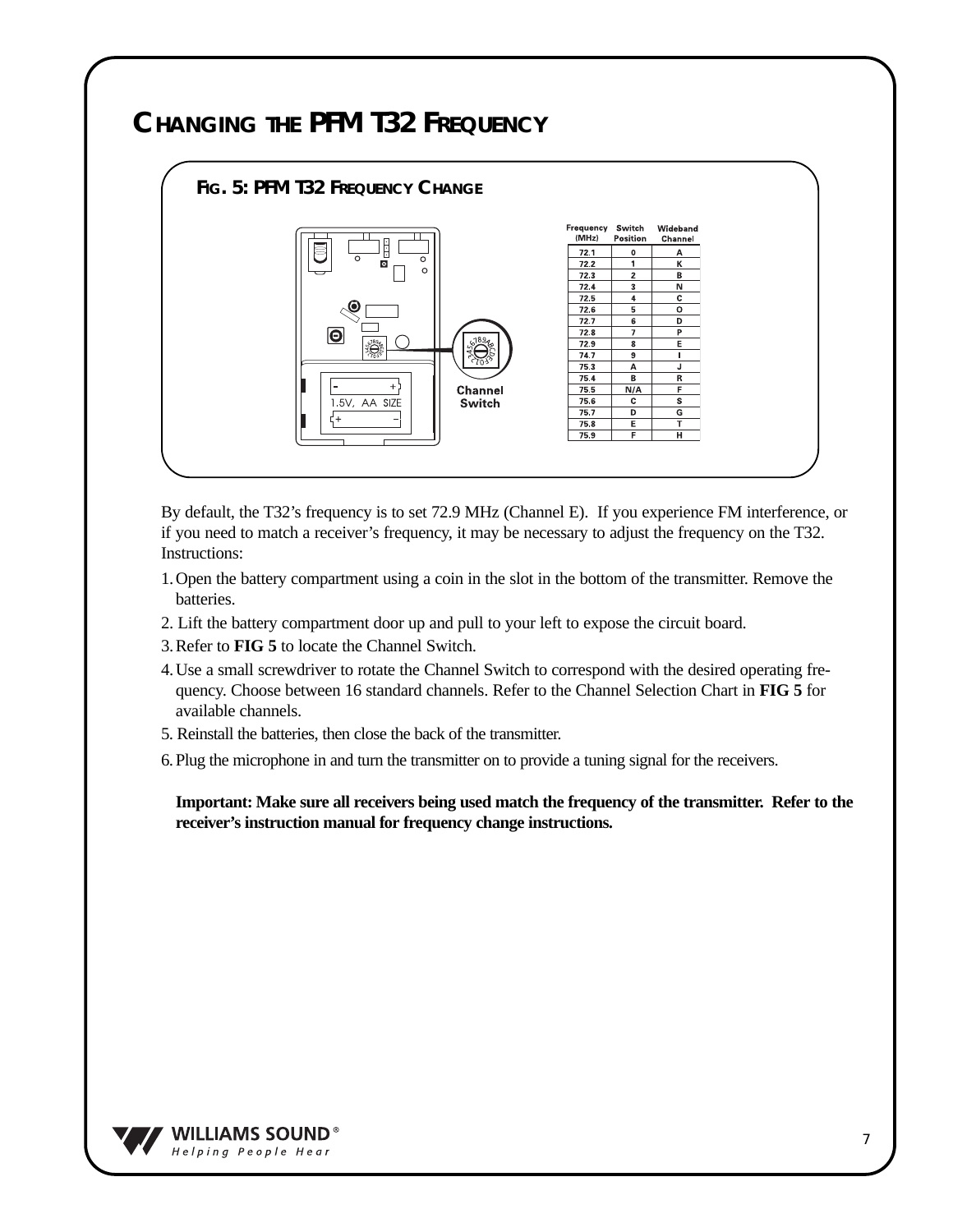# CHANGING THE PFM T32 FREQUENCY

### FIG. 5: PFM T32 FREQUENCY CHANGE

Channel Switch

| Frequency (MHz) | Switch Position | Wideband Channel |
|---|---|---|
| 72.1 | 0 | A |
| 72.2 | 1 | K |
| 72.3 | 2 | B |
| 72.4 | 3 | N |
| 72.5 | 4 | C |
| 72.6 | 5 | O |
| 72.7 | 6 | D |
| 72.8 | 7 | P |
| 72.9 | 8 | E |
| 74.7 | 9 | I |
| 75.3 | A | J |
| 75.4 | B | R |
| 75.5 | N/A | F |
| 75.6 | C | S |
| 75.7 | D | G |
| 75.8 | E | T |
| 75.9 | F | H |

By default, the T32's frequency is to set 72.9 MHz (Channel E). If you experience FM interference, or if you need to match a receiver's frequency, it may be necessary to adjust the frequency on the T32. Instructions:

1. Open the battery compartment using a coin in the slot in the bottom of the transmitter. Remove the batteries.
2. Lift the battery compartment door up and pull to your left to expose the circuit board.
3. Refer to **FIG 5** to locate the Channel Switch.
4. Use a small screwdriver to rotate the Channel Switch to correspond with the desired operating frequency. Choose between 16 standard channels. Refer to the Channel Selection Chart in **FIG 5** for available channels.
5. Reinstall the batteries, then close the back of the transmitter.
6. Plug the microphone in and turn the transmitter on to provide a tuning signal for the receivers.

**Important: Make sure all receivers being used match the frequency of the transmitter. Refer to the receiver's instruction manual for frequency change instructions.**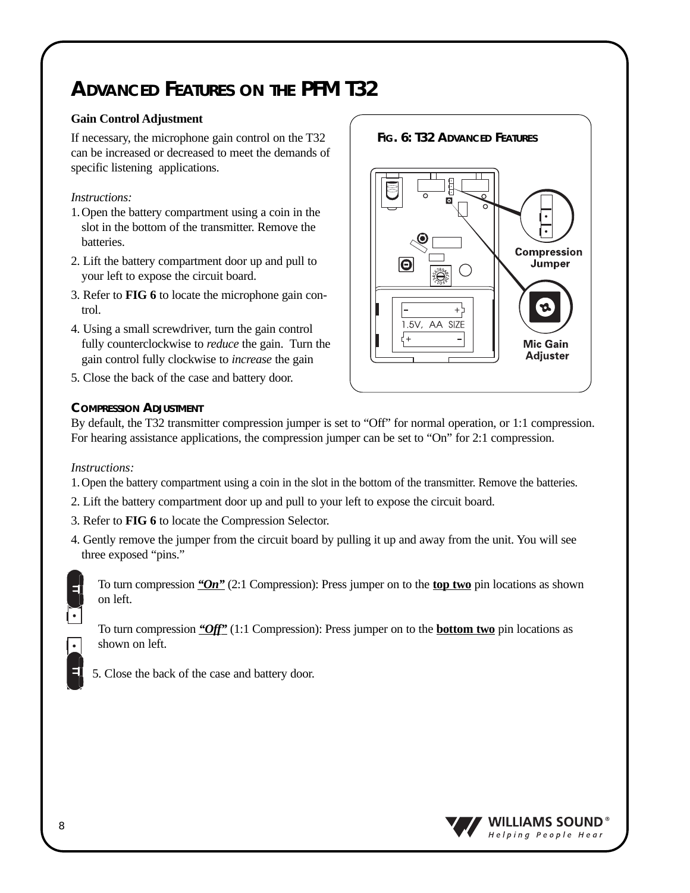# Advanced Features on the PFM T32

### Gain Control Adjustment

If necessary, the microphone gain control on the T32 can be increased or decreased to meet the demands of specific listening applications.

*Instructions:*

1. Open the battery compartment using a coin in the slot in the bottom of the transmitter. Remove the batteries.
2. Lift the battery compartment door up and pull to your left to expose the circuit board.
3. Refer to **FIG 6** to locate the microphone gain control.
4. Using a small screwdriver, turn the gain control fully counterclockwise to *reduce* the gain. Turn the gain control fully clockwise to *increase* the gain
5. Close the back of the case and battery door.

**Fig. 6: T32 Advanced Features**

Compression Jumper

Mic Gain Adjuster

### Compression Adjustment

By default, the T32 transmitter compression jumper is set to "Off" for normal operation, or 1:1 compression. For hearing assistance applications, the compression jumper can be set to "On" for 2:1 compression.

*Instructions:*

1. Open the battery compartment using a coin in the slot in the bottom of the transmitter. Remove the batteries.
2. Lift the battery compartment door up and pull to your left to expose the circuit board.
3. Refer to **FIG 6** to locate the Compression Selector.
4. Gently remove the jumper from the circuit board by pulling it up and away from the unit. You will see three exposed "pins."

   To turn compression ***"On"*** (2:1 Compression): Press jumper on to the **top two** pin locations as shown on left.

   To turn compression ***"Off"*** (1:1 Compression): Press jumper on to the **bottom two** pin locations as shown on left.

5. Close the back of the case and battery door.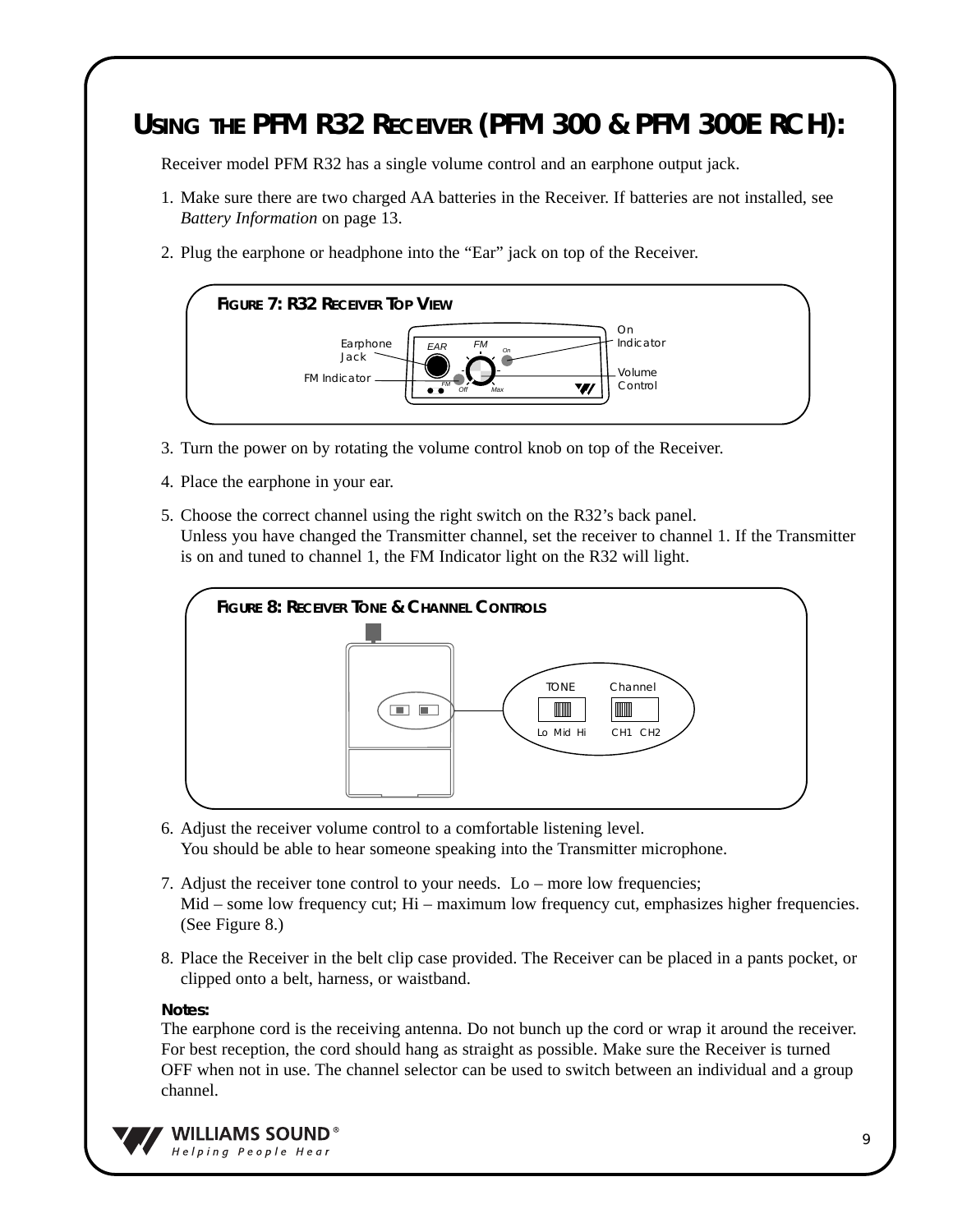# USING THE PFM R32 RECEIVER (PFM 300 & PFM 300E RCH):

Receiver model PFM R32 has a single volume control and an earphone output jack.

1. Make sure there are two charged AA batteries in the Receiver. If batteries are not installed, see *Battery Information* on page 13.

2. Plug the earphone or headphone into the "Ear" jack on top of the Receiver.

**FIGURE 7: R32 RECEIVER TOP VIEW**

Earphone Jack, FM Indicator, On Indicator, Volume Control

3. Turn the power on by rotating the volume control knob on top of the Receiver.

4. Place the earphone in your ear.

5. Choose the correct channel using the right switch on the R32's back panel.
   Unless you have changed the Transmitter channel, set the receiver to channel 1. If the Transmitter is on and tuned to channel 1, the FM Indicator light on the R32 will light.

**FIGURE 8: RECEIVER TONE & CHANNEL CONTROLS**

TONE: Lo Mid Hi — Channel: CH1 CH2

6. Adjust the receiver volume control to a comfortable listening level.
   You should be able to hear someone speaking into the Transmitter microphone.

7. Adjust the receiver tone control to your needs. Lo – more low frequencies;
   Mid – some low frequency cut; Hi – maximum low frequency cut, emphasizes higher frequencies. (See Figure 8.)

8. Place the Receiver in the belt clip case provided. The Receiver can be placed in a pants pocket, or clipped onto a belt, harness, or waistband.

**Notes:**
The earphone cord is the receiving antenna. Do not bunch up the cord or wrap it around the receiver. For best reception, the cord should hang as straight as possible. Make sure the Receiver is turned OFF when not in use. The channel selector can be used to switch between an individual and a group channel.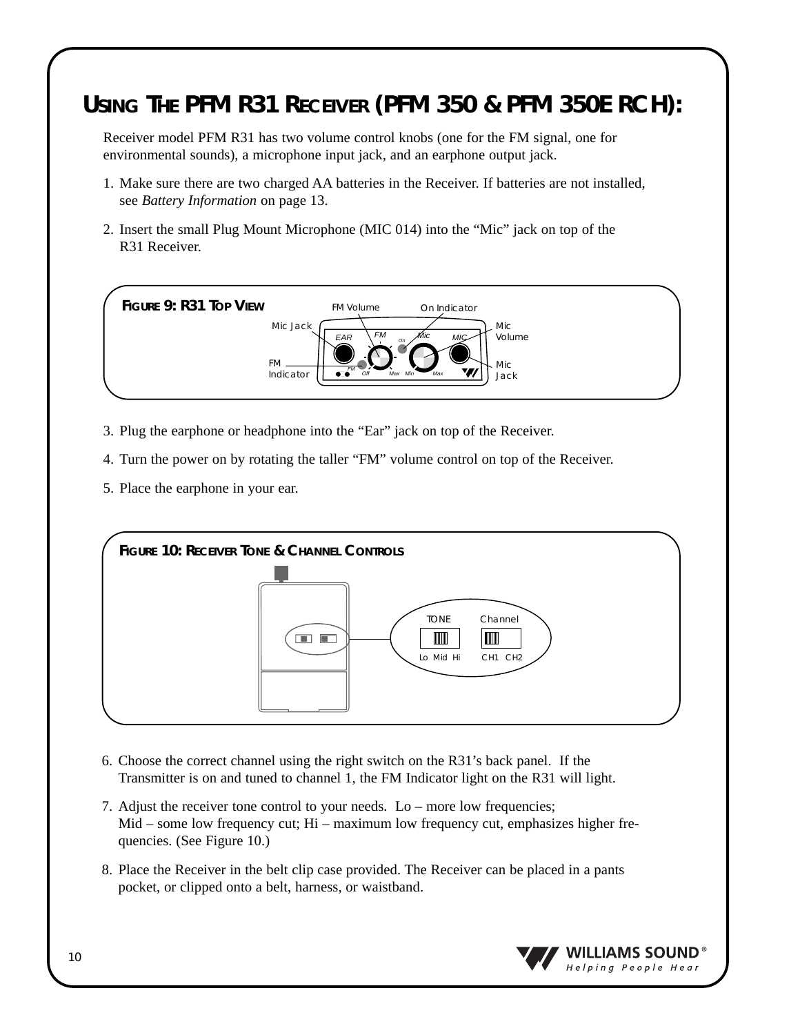# USING THE PFM R31 RECEIVER (PFM 350 & PFM 350E RCH):

Receiver model PFM R31 has two volume control knobs (one for the FM signal, one for environmental sounds), a microphone input jack, and an earphone output jack.

1. Make sure there are two charged AA batteries in the Receiver. If batteries are not installed, see *Battery Information* on page 13.
2. Insert the small Plug Mount Microphone (MIC 014) into the “Mic” jack on top of the R31 Receiver.

**FIGURE 9: R31 TOP VIEW**

3. Plug the earphone or headphone into the “Ear” jack on top of the Receiver.
4. Turn the power on by rotating the taller “FM” volume control on top of the Receiver.
5. Place the earphone in your ear.

**FIGURE 10: RECEIVER TONE & CHANNEL CONTROLS**

6. Choose the correct channel using the right switch on the R31’s back panel. If the Transmitter is on and tuned to channel 1, the FM Indicator light on the R31 will light.
7. Adjust the receiver tone control to your needs. Lo – more low frequencies; Mid – some low frequency cut; Hi – maximum low frequency cut, emphasizes higher frequencies. (See Figure 10.)
8. Place the Receiver in the belt clip case provided. The Receiver can be placed in a pants pocket, or clipped onto a belt, harness, or waistband.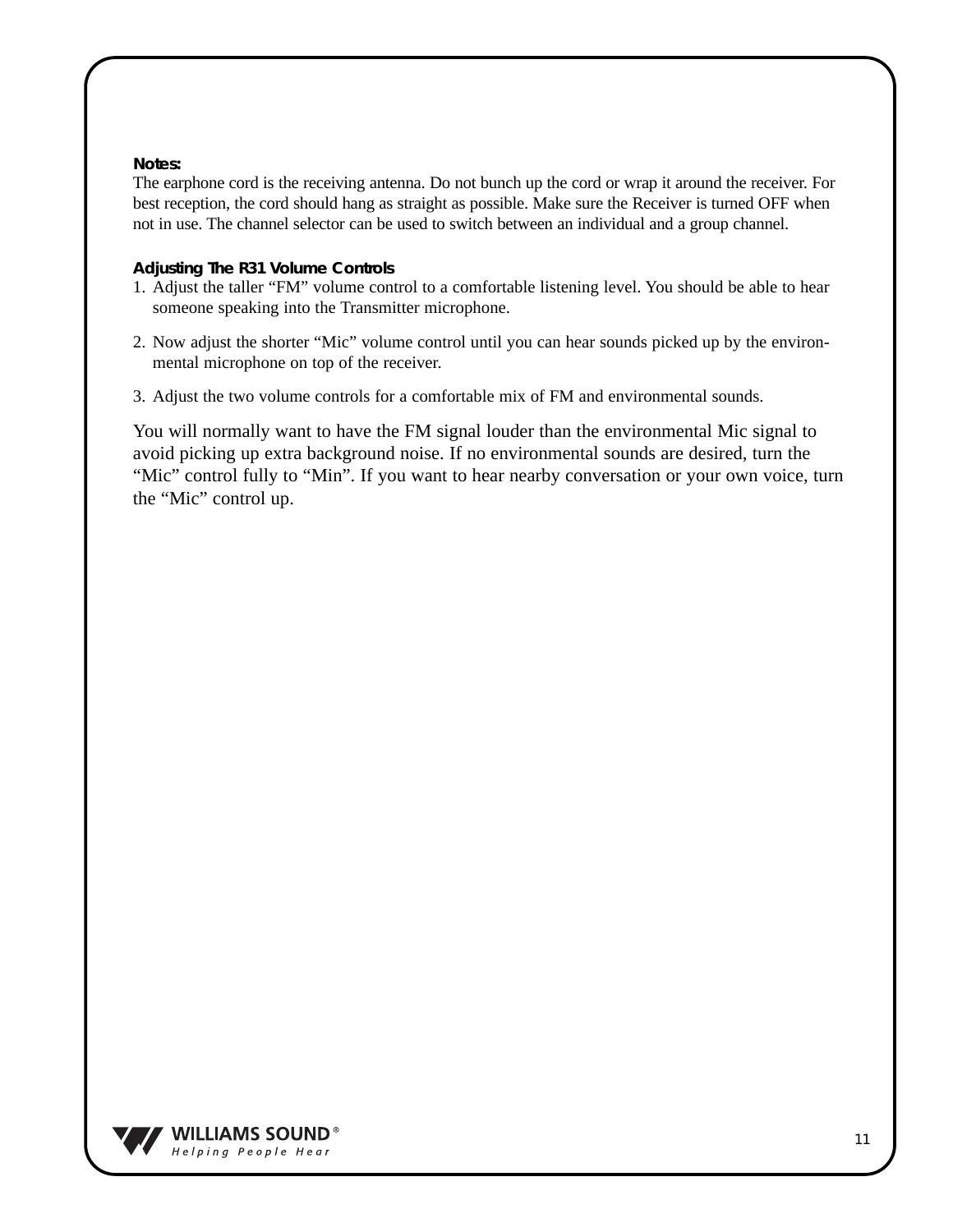**Notes:**
The earphone cord is the receiving antenna. Do not bunch up the cord or wrap it around the receiver. For best reception, the cord should hang as straight as possible. Make sure the Receiver is turned OFF when not in use. The channel selector can be used to switch between an individual and a group channel.

**Adjusting The R31 Volume Controls**

1. Adjust the taller "FM" volume control to a comfortable listening level. You should be able to hear someone speaking into the Transmitter microphone.
2. Now adjust the shorter "Mic" volume control until you can hear sounds picked up by the environmental microphone on top of the receiver.
3. Adjust the two volume controls for a comfortable mix of FM and environmental sounds.

You will normally want to have the FM signal louder than the environmental Mic signal to avoid picking up extra background noise. If no environmental sounds are desired, turn the "Mic" control fully to "Min". If you want to hear nearby conversation or your own voice, turn the "Mic" control up.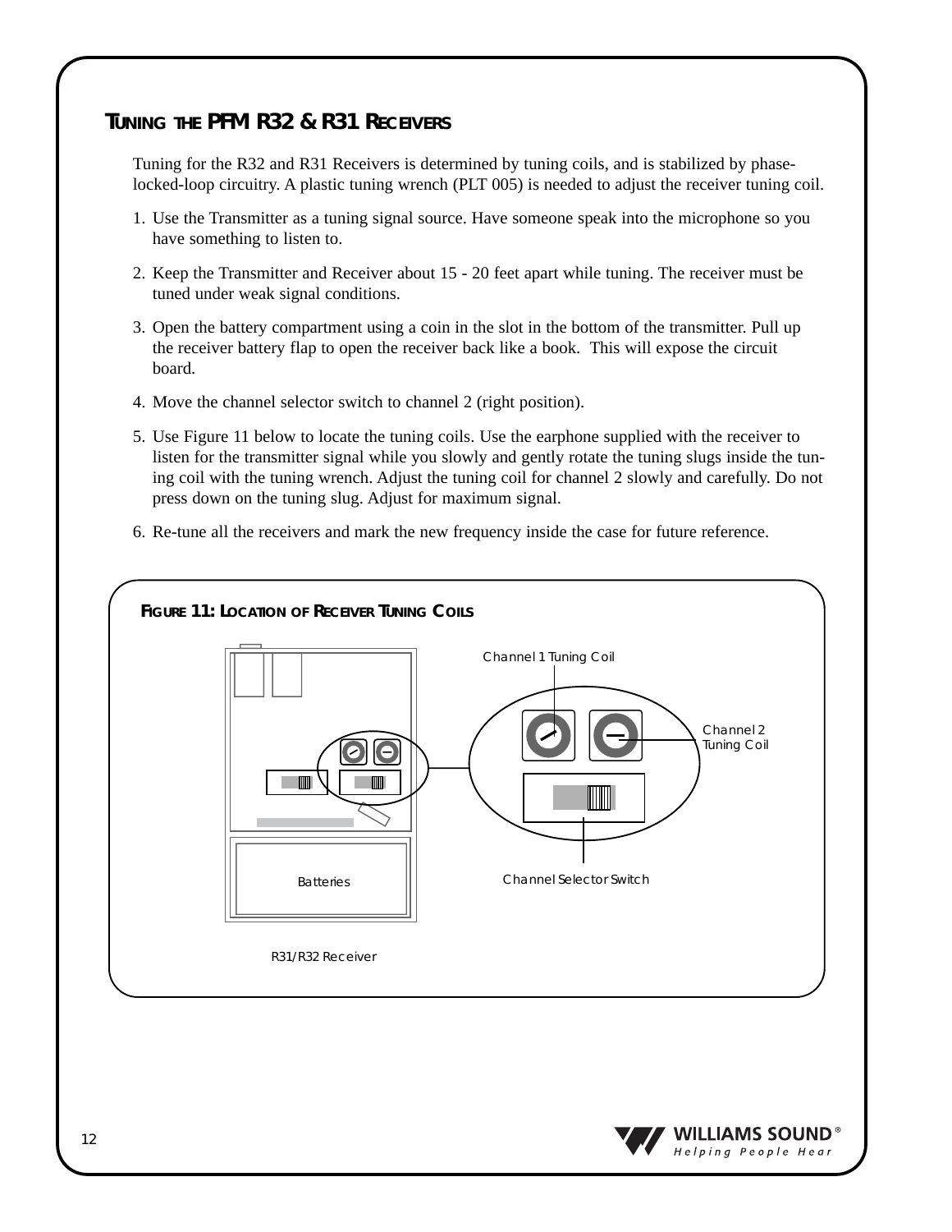## Tuning the PFM R32 & R31 Receivers

Tuning for the R32 and R31 Receivers is determined by tuning coils, and is stabilized by phase-locked-loop circuitry. A plastic tuning wrench (PLT 005) is needed to adjust the receiver tuning coil.

1. Use the Transmitter as a tuning signal source. Have someone speak into the microphone so you have something to listen to.
2. Keep the Transmitter and Receiver about 15 - 20 feet apart while tuning. The receiver must be tuned under weak signal conditions.
3. Open the battery compartment using a coin in the slot in the bottom of the transmitter. Pull up the receiver battery flap to open the receiver back like a book. This will expose the circuit board.
4. Move the channel selector switch to channel 2 (right position).
5. Use Figure 11 below to locate the tuning coils. Use the earphone supplied with the receiver to listen for the transmitter signal while you slowly and gently rotate the tuning slugs inside the tuning coil with the tuning wrench. Adjust the tuning coil for channel 2 slowly and carefully. Do not press down on the tuning slug. Adjust for maximum signal.
6. Re-tune all the receivers and mark the new frequency inside the case for future reference.

### Figure 11: Location of Receiver Tuning Coils

Channel 1 Tuning Coil

Channel 2 Tuning Coil

Channel Selector Switch

Batteries

R31/R32 Receiver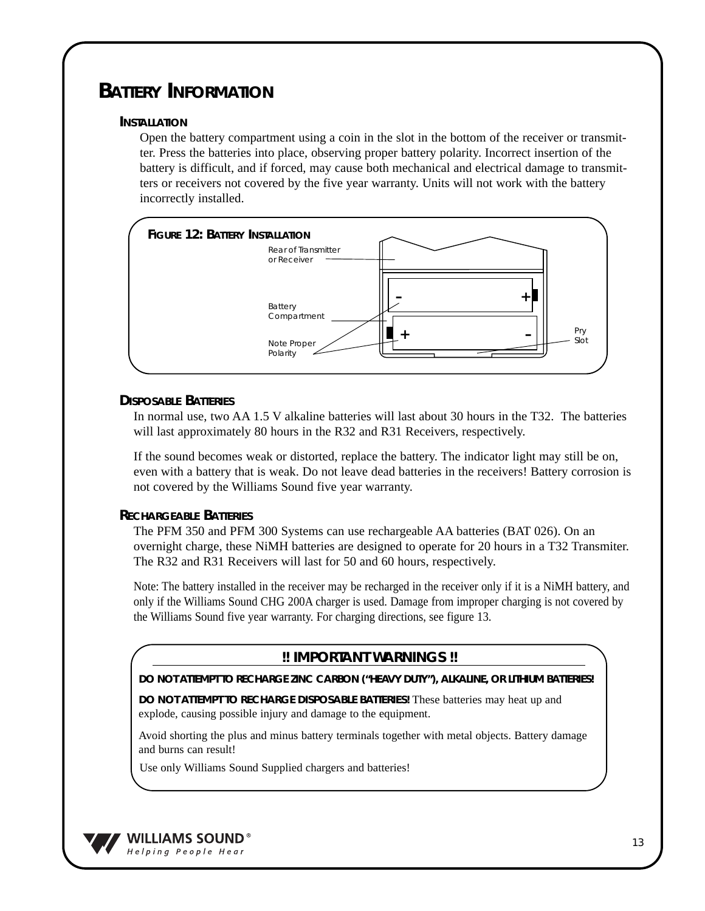# BATTERY INFORMATION

## INSTALLATION

Open the battery compartment using a coin in the slot in the bottom of the receiver or transmitter. Press the batteries into place, observing proper battery polarity. Incorrect insertion of the battery is difficult, and if forced, may cause both mechanical and electrical damage to transmitters or receivers not covered by the five year warranty. Units will not work with the battery incorrectly installed.

**FIGURE 12: BATTERY INSTALLATION**

Rear of Transmitter or Receiver

Battery Compartment

Note Proper Polarity

Pry Slot

## DISPOSABLE BATTERIES

In normal use, two AA 1.5 V alkaline batteries will last about 30 hours in the T32. The batteries will last approximately 80 hours in the R32 and R31 Receivers, respectively.

If the sound becomes weak or distorted, replace the battery. The indicator light may still be on, even with a battery that is weak. Do not leave dead batteries in the receivers! Battery corrosion is not covered by the Williams Sound five year warranty.

## RECHARGEABLE BATTERIES

The PFM 350 and PFM 300 Systems can use rechargeable AA batteries (BAT 026). On an overnight charge, these NiMH batteries are designed to operate for 20 hours in a T32 Transmiter. The R32 and R31 Receivers will last for 50 and 60 hours, respectively.

Note: The battery installed in the receiver may be recharged in the receiver only if it is a NiMH battery, and only if the Williams Sound CHG 200A charger is used. Damage from improper charging is not covered by the Williams Sound five year warranty. For charging directions, see figure 13.

**!! IMPORTANT WARNINGS !!**

**DO NOT ATTEMPT TO RECHARGE ZINC CARBON ("HEAVY DUTY"), ALKALINE, OR LITHIUM BATTERIES!**

**DO NOT ATTEMPT TO RECHARGE DISPOSABLE BATTERIES!** These batteries may heat up and explode, causing possible injury and damage to the equipment.

Avoid shorting the plus and minus battery terminals together with metal objects. Battery damage and burns can result!

Use only Williams Sound Supplied chargers and batteries!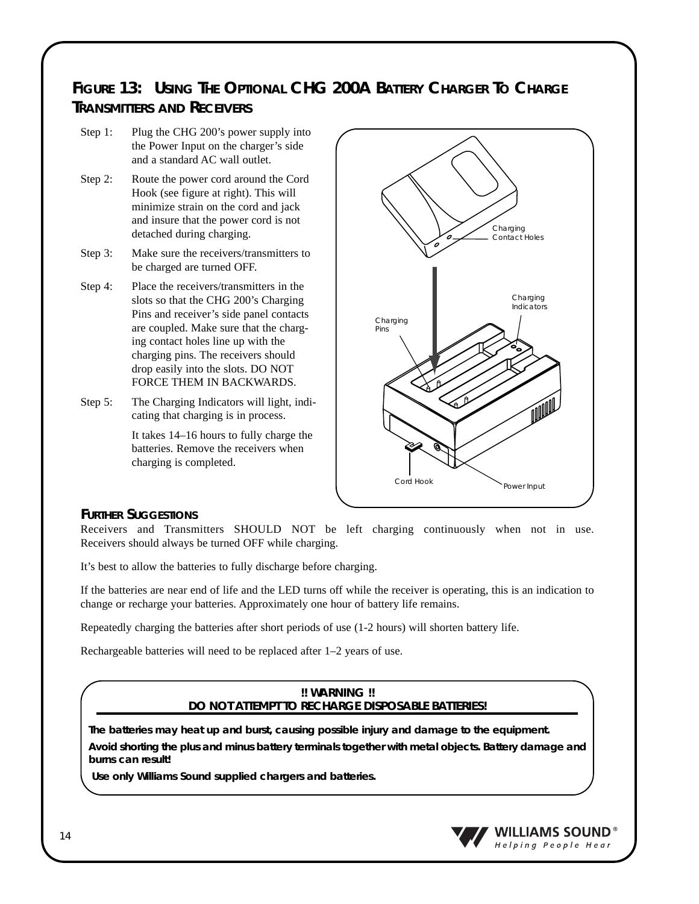## FIGURE 13: USING THE OPTIONAL CHG 200A BATTERY CHARGER TO CHARGE TRANSMITTERS AND RECEIVERS

Step 1: Plug the CHG 200's power supply into the Power Input on the charger's side and a standard AC wall outlet.

Step 2: Route the power cord around the Cord Hook (see figure at right). This will minimize strain on the cord and jack and insure that the power cord is not detached during charging.

Step 3: Make sure the receivers/transmitters to be charged are turned OFF.

Step 4: Place the receivers/transmitters in the slots so that the CHG 200's Charging Pins and receiver's side panel contacts are coupled. Make sure that the charging contact holes line up with the charging pins. The receivers should drop easily into the slots. DO NOT FORCE THEM IN BACKWARDS.

Step 5: The Charging Indicators will light, indicating that charging is in process.

It takes 14–16 hours to fully charge the batteries. Remove the receivers when charging is completed.

Charging Contact Holes

Charging Indicators

Charging Pins

Cord Hook

Power Input

### FURTHER SUGGESTIONS

Receivers and Transmitters SHOULD NOT be left charging continuously when not in use. Receivers should always be turned OFF while charging.

It's best to allow the batteries to fully discharge before charging.

If the batteries are near end of life and the LED turns off while the receiver is operating, this is an indication to change or recharge your batteries. Approximately one hour of battery life remains.

Repeatedly charging the batteries after short periods of use (1-2 hours) will shorten battery life.

Rechargeable batteries will need to be replaced after 1–2 years of use.

**!! WARNING !!**
**DO NOT ATTEMPT TO RECHARGE DISPOSABLE BATTERIES!**

**The batteries may heat up and burst, causing possible injury and damage to the equipment.**

**Avoid shorting the plus and minus battery terminals together with metal objects. Battery damage and burns can result!**

**Use only Williams Sound supplied chargers and batteries.**

WILLIAMS SOUND® Helping People Hear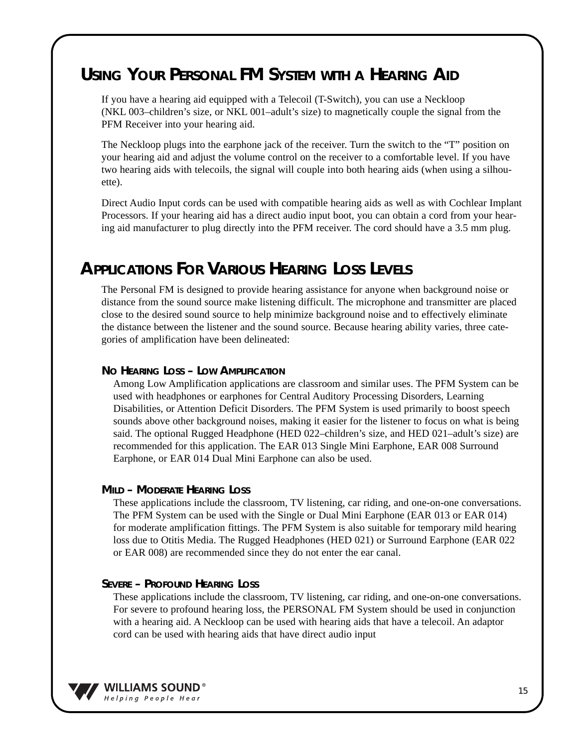## Using Your Personal FM System with a Hearing Aid

If you have a hearing aid equipped with a Telecoil (T-Switch), you can use a Neckloop (NKL 003–children's size, or NKL 001–adult's size) to magnetically couple the signal from the PFM Receiver into your hearing aid.

The Neckloop plugs into the earphone jack of the receiver. Turn the switch to the "T" position on your hearing aid and adjust the volume control on the receiver to a comfortable level. If you have two hearing aids with telecoils, the signal will couple into both hearing aids (when using a silhouette).

Direct Audio Input cords can be used with compatible hearing aids as well as with Cochlear Implant Processors. If your hearing aid has a direct audio input boot, you can obtain a cord from your hearing aid manufacturer to plug directly into the PFM receiver. The cord should have a 3.5 mm plug.

## Applications For Various Hearing Loss Levels

The Personal FM is designed to provide hearing assistance for anyone when background noise or distance from the sound source make listening difficult. The microphone and transmitter are placed close to the desired sound source to help minimize background noise and to effectively eliminate the distance between the listener and the sound source. Because hearing ability varies, three categories of amplification have been delineated:

### No Hearing Loss – Low Amplification

Among Low Amplification applications are classroom and similar uses. The PFM System can be used with headphones or earphones for Central Auditory Processing Disorders, Learning Disabilities, or Attention Deficit Disorders. The PFM System is used primarily to boost speech sounds above other background noises, making it easier for the listener to focus on what is being said. The optional Rugged Headphone (HED 022–children's size, and HED 021–adult's size) are recommended for this application. The EAR 013 Single Mini Earphone, EAR 008 Surround Earphone, or EAR 014 Dual Mini Earphone can also be used.

### Mild – Moderate Hearing Loss

These applications include the classroom, TV listening, car riding, and one-on-one conversations. The PFM System can be used with the Single or Dual Mini Earphone (EAR 013 or EAR 014) for moderate amplification fittings. The PFM System is also suitable for temporary mild hearing loss due to Otitis Media. The Rugged Headphones (HED 021) or Surround Earphone (EAR 022 or EAR 008) are recommended since they do not enter the ear canal.

### Severe – Profound Hearing Loss

These applications include the classroom, TV listening, car riding, and one-on-one conversations. For severe to profound hearing loss, the PERSONAL FM System should be used in conjunction with a hearing aid. A Neckloop can be used with hearing aids that have a telecoil. An adaptor cord can be used with hearing aids that have direct audio input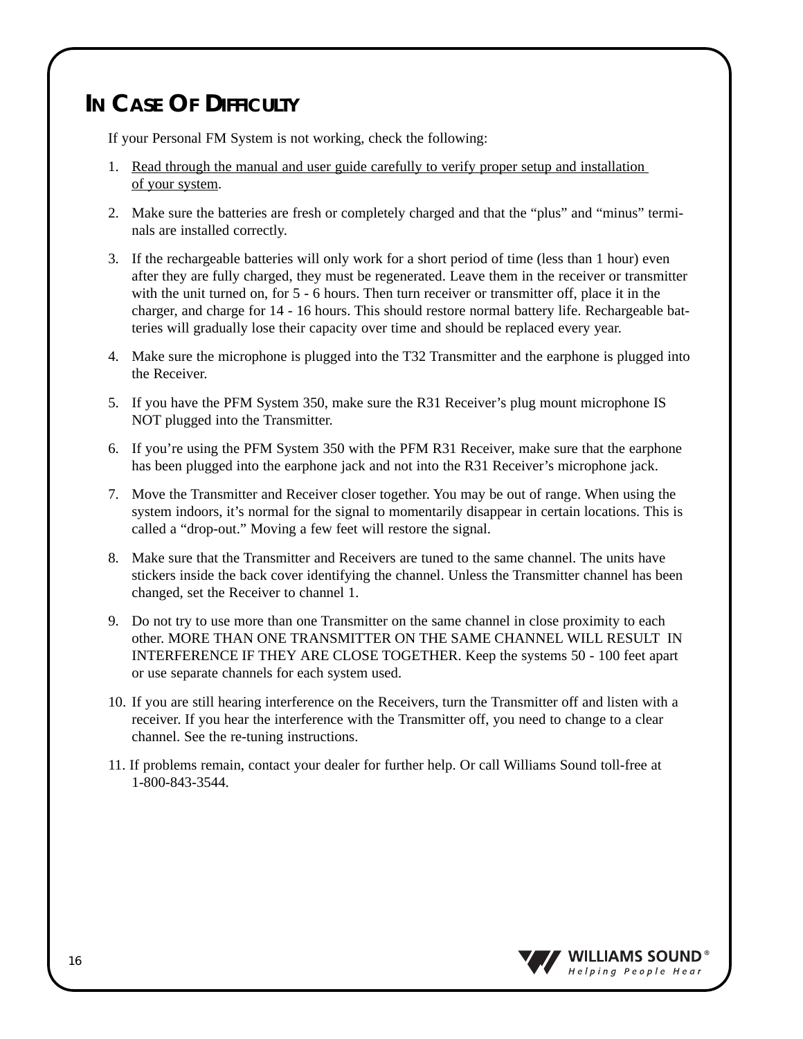## IN CASE OF DIFFICULTY

If your Personal FM System is not working, check the following:

1. Read through the manual and user guide carefully to verify proper setup and installation of your system.
2. Make sure the batteries are fresh or completely charged and that the "plus" and "minus" terminals are installed correctly.
3. If the rechargeable batteries will only work for a short period of time (less than 1 hour) even after they are fully charged, they must be regenerated. Leave them in the receiver or transmitter with the unit turned on, for 5 - 6 hours. Then turn receiver or transmitter off, place it in the charger, and charge for 14 - 16 hours. This should restore normal battery life. Rechargeable batteries will gradually lose their capacity over time and should be replaced every year.
4. Make sure the microphone is plugged into the T32 Transmitter and the earphone is plugged into the Receiver.
5. If you have the PFM System 350, make sure the R31 Receiver's plug mount microphone IS NOT plugged into the Transmitter.
6. If you're using the PFM System 350 with the PFM R31 Receiver, make sure that the earphone has been plugged into the earphone jack and not into the R31 Receiver's microphone jack.
7. Move the Transmitter and Receiver closer together. You may be out of range. When using the system indoors, it's normal for the signal to momentarily disappear in certain locations. This is called a "drop-out." Moving a few feet will restore the signal.
8. Make sure that the Transmitter and Receivers are tuned to the same channel. The units have stickers inside the back cover identifying the channel. Unless the Transmitter channel has been changed, set the Receiver to channel 1.
9. Do not try to use more than one Transmitter on the same channel in close proximity to each other. MORE THAN ONE TRANSMITTER ON THE SAME CHANNEL WILL RESULT IN INTERFERENCE IF THEY ARE CLOSE TOGETHER. Keep the systems 50 - 100 feet apart or use separate channels for each system used.
10. If you are still hearing interference on the Receivers, turn the Transmitter off and listen with a receiver. If you hear the interference with the Transmitter off, you need to change to a clear channel. See the re-tuning instructions.
11. If problems remain, contact your dealer for further help. Or call Williams Sound toll-free at 1-800-843-3544.

WILLIAMS SOUND®
Helping People Hear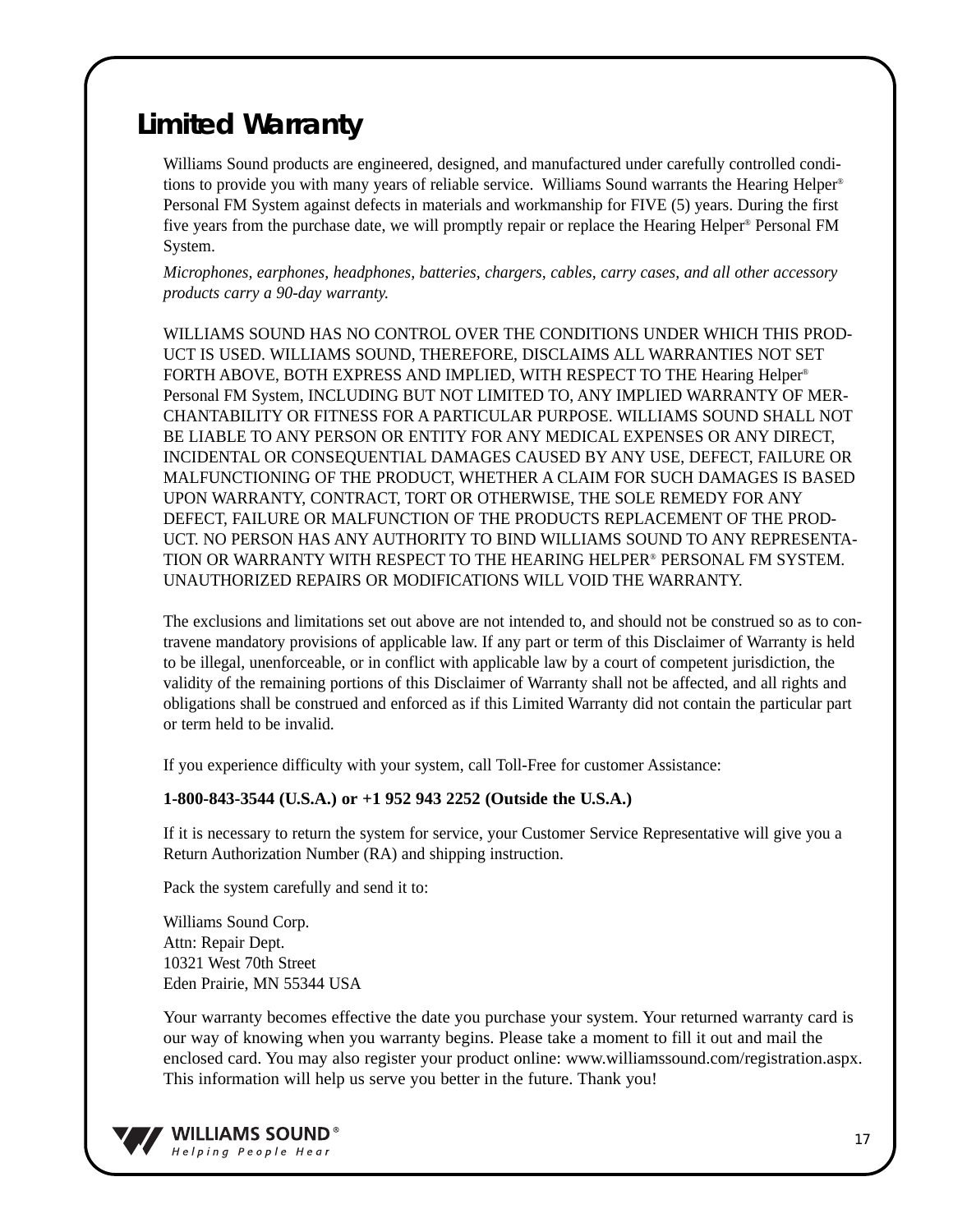# Limited Warranty

Williams Sound products are engineered, designed, and manufactured under carefully controlled conditions to provide you with many years of reliable service. Williams Sound warrants the Hearing Helper® Personal FM System against defects in materials and workmanship for FIVE (5) years. During the first five years from the purchase date, we will promptly repair or replace the Hearing Helper® Personal FM System.

*Microphones, earphones, headphones, batteries, chargers, cables, carry cases, and all other accessory products carry a 90-day warranty.*

WILLIAMS SOUND HAS NO CONTROL OVER THE CONDITIONS UNDER WHICH THIS PRODUCT IS USED. WILLIAMS SOUND, THEREFORE, DISCLAIMS ALL WARRANTIES NOT SET FORTH ABOVE, BOTH EXPRESS AND IMPLIED, WITH RESPECT TO THE Hearing Helper® Personal FM System, INCLUDING BUT NOT LIMITED TO, ANY IMPLIED WARRANTY OF MERCHANTABILITY OR FITNESS FOR A PARTICULAR PURPOSE. WILLIAMS SOUND SHALL NOT BE LIABLE TO ANY PERSON OR ENTITY FOR ANY MEDICAL EXPENSES OR ANY DIRECT, INCIDENTAL OR CONSEQUENTIAL DAMAGES CAUSED BY ANY USE, DEFECT, FAILURE OR MALFUNCTIONING OF THE PRODUCT, WHETHER A CLAIM FOR SUCH DAMAGES IS BASED UPON WARRANTY, CONTRACT, TORT OR OTHERWISE, THE SOLE REMEDY FOR ANY DEFECT, FAILURE OR MALFUNCTION OF THE PRODUCTS REPLACEMENT OF THE PRODUCT. NO PERSON HAS ANY AUTHORITY TO BIND WILLIAMS SOUND TO ANY REPRESENTATION OR WARRANTY WITH RESPECT TO THE HEARING HELPER® PERSONAL FM SYSTEM. UNAUTHORIZED REPAIRS OR MODIFICATIONS WILL VOID THE WARRANTY.

The exclusions and limitations set out above are not intended to, and should not be construed so as to contravene mandatory provisions of applicable law. If any part or term of this Disclaimer of Warranty is held to be illegal, unenforceable, or in conflict with applicable law by a court of competent jurisdiction, the validity of the remaining portions of this Disclaimer of Warranty shall not be affected, and all rights and obligations shall be construed and enforced as if this Limited Warranty did not contain the particular part or term held to be invalid.

If you experience difficulty with your system, call Toll-Free for customer Assistance:

**1-800-843-3544 (U.S.A.) or +1 952 943 2252 (Outside the U.S.A.)**

If it is necessary to return the system for service, your Customer Service Representative will give you a Return Authorization Number (RA) and shipping instruction.

Pack the system carefully and send it to:

Williams Sound Corp.  
Attn: Repair Dept.  
10321 West 70th Street  
Eden Prairie, MN 55344 USA

Your warranty becomes effective the date you purchase your system. Your returned warranty card is our way of knowing when you warranty begins. Please take a moment to fill it out and mail the enclosed card. You may also register your product online: www.williamssound.com/registration.aspx. This information will help us serve you better in the future. Thank you!

WILLIAMS SOUND®  
*Helping People Hear*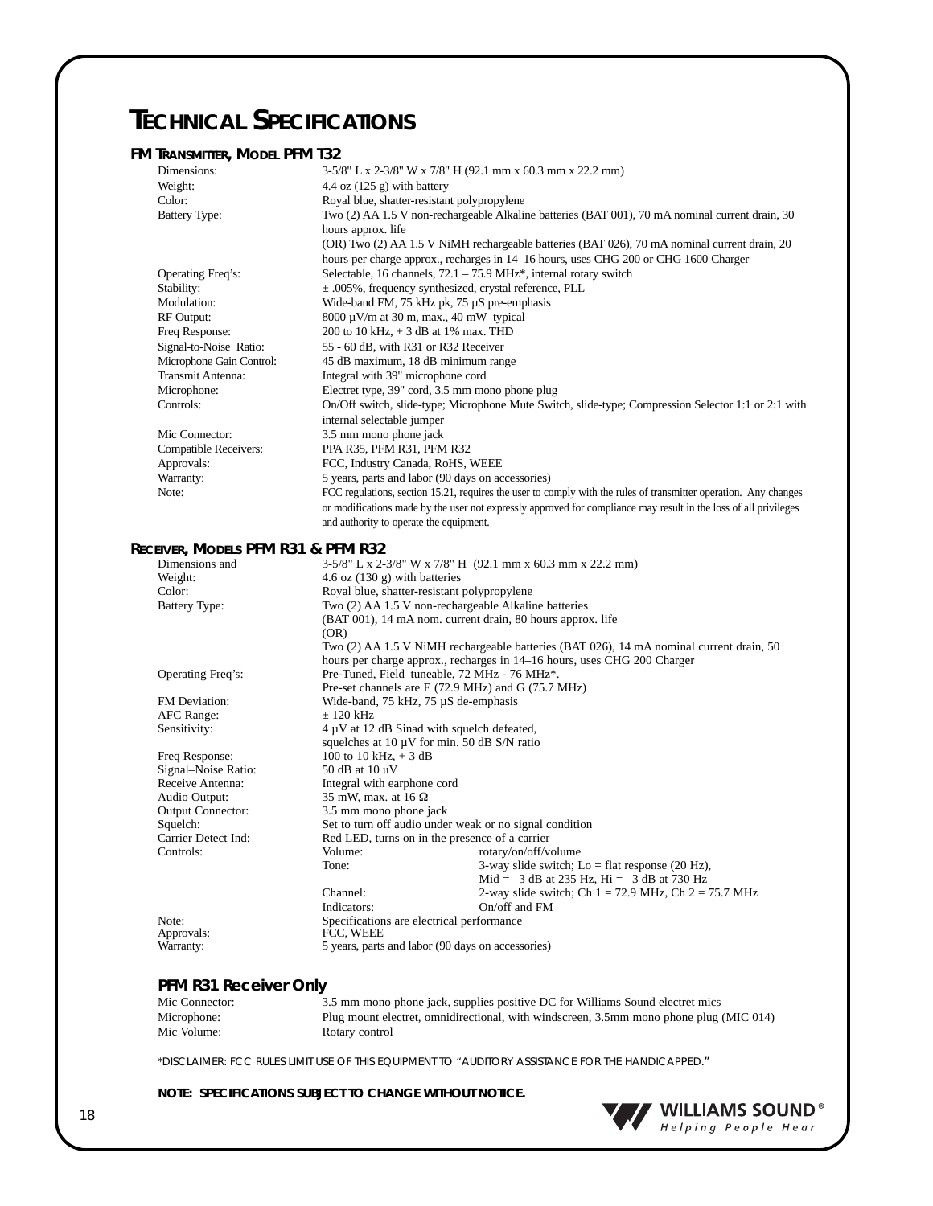# TECHNICAL SPECIFICATIONS

## FM TRANSMITTER, MODEL PFM T32

| | |
|---|---|
| Dimensions: | 3-5/8" L x 2-3/8" W x 7/8" H (92.1 mm x 60.3 mm x 22.2 mm) |
| Weight: | 4.4 oz (125 g) with battery |
| Color: | Royal blue, shatter-resistant polypropylene |
| Battery Type: | Two (2) AA 1.5 V non-rechargeable Alkaline batteries (BAT 001), 70 mA nominal current drain, 30 hours approx. life<br>(OR) Two (2) AA 1.5 V NiMH rechargeable batteries (BAT 026), 70 mA nominal current drain, 20 hours per charge approx., recharges in 14–16 hours, uses CHG 200 or CHG 1600 Charger |
| Operating Freq's: | Selectable, 16 channels, 72.1 – 75.9 MHz*, internal rotary switch |
| Stability: | ± .005%, frequency synthesized, crystal reference, PLL |
| Modulation: | Wide-band FM, 75 kHz pk, 75 µS pre-emphasis |
| RF Output: | 8000 µV/m at 30 m, max., 40 mW typical |
| Freq Response: | 200 to 10 kHz, + 3 dB at 1% max. THD |
| Signal-to-Noise Ratio: | 55 - 60 dB, with R31 or R32 Receiver |
| Microphone Gain Control: | 45 dB maximum, 18 dB minimum range |
| Transmit Antenna: | Integral with 39" microphone cord |
| Microphone: | Electret type, 39" cord, 3.5 mm mono phone plug |
| Controls: | On/Off switch, slide-type; Microphone Mute Switch, slide-type; Compression Selector 1:1 or 2:1 with internal selectable jumper |
| Mic Connector: | 3.5 mm mono phone jack |
| Compatible Receivers: | PPA R35, PFM R31, PFM R32 |
| Approvals: | FCC, Industry Canada, RoHS, WEEE |
| Warranty: | 5 years, parts and labor (90 days on accessories) |
| Note: | FCC regulations, section 15.21, requires the user to comply with the rules of transmitter operation. Any changes or modifications made by the user not expressly approved for compliance may result in the loss of all privileges and authority to operate the equipment. |

## RECEIVER, MODELS PFM R31 & PFM R32

| | | |
|---|---|---|
| Dimensions and | 3-5/8" L x 2-3/8" W x 7/8" H (92.1 mm x 60.3 mm x 22.2 mm) | |
| Weight: | 4.6 oz (130 g) with batteries | |
| Color: | Royal blue, shatter-resistant polypropylene | |
| Battery Type: | Two (2) AA 1.5 V non-rechargeable Alkaline batteries (BAT 001), 14 mA nom. current drain, 80 hours approx. life<br>(OR)<br>Two (2) AA 1.5 V NiMH rechargeable batteries (BAT 026), 14 mA nominal current drain, 50 hours per charge approx., recharges in 14–16 hours, uses CHG 200 Charger | |
| Operating Freq's: | Pre-Tuned, Field–tuneable, 72 MHz - 76 MHz*.<br>Pre-set channels are E (72.9 MHz) and G (75.7 MHz) | |
| FM Deviation: | Wide-band, 75 kHz, 75 µS de-emphasis | |
| AFC Range: | ± 120 kHz | |
| Sensitivity: | 4 µV at 12 dB Sinad with squelch defeated,<br>squelches at 10 µV for min. 50 dB S/N ratio | |
| Freq Response: | 100 to 10 kHz, + 3 dB | |
| Signal–Noise Ratio: | 50 dB at 10 uV | |
| Receive Antenna: | Integral with earphone cord | |
| Audio Output: | 35 mW, max. at 16 Ω | |
| Output Connector: | 3.5 mm mono phone jack | |
| Squelch: | Set to turn off audio under weak or no signal condition | |
| Carrier Detect Ind: | Red LED, turns on in the presence of a carrier | |
| Controls: | Volume: | rotary/on/off/volume |
| | Tone: | 3-way slide switch; Lo = flat response (20 Hz),<br>Mid = –3 dB at 235 Hz, Hi = –3 dB at 730 Hz |
| | Channel: | 2-way slide switch; Ch 1 = 72.9 MHz, Ch 2 = 75.7 MHz |
| | Indicators: | On/off and FM |
| Note: | Specifications are electrical performance | |
| Approvals: | FCC, WEEE | |
| Warranty: | 5 years, parts and labor (90 days on accessories) | |

### PFM R31 Receiver Only

| | |
|---|---|
| Mic Connector: | 3.5 mm mono phone jack, supplies positive DC for Williams Sound electret mics |
| Microphone: | Plug mount electret, omnidirectional, with windscreen, 3.5mm mono phone plug (MIC 014) |
| Mic Volume: | Rotary control |

*DISCLAIMER: FCC RULES LIMIT USE OF THIS EQUIPMENT TO "AUDITORY ASSISTANCE FOR THE HANDICAPPED."

**NOTE: SPECIFICATIONS SUBJECT TO CHANGE WITHOUT NOTICE.**

WILLIAMS SOUND®
*Helping People Hear*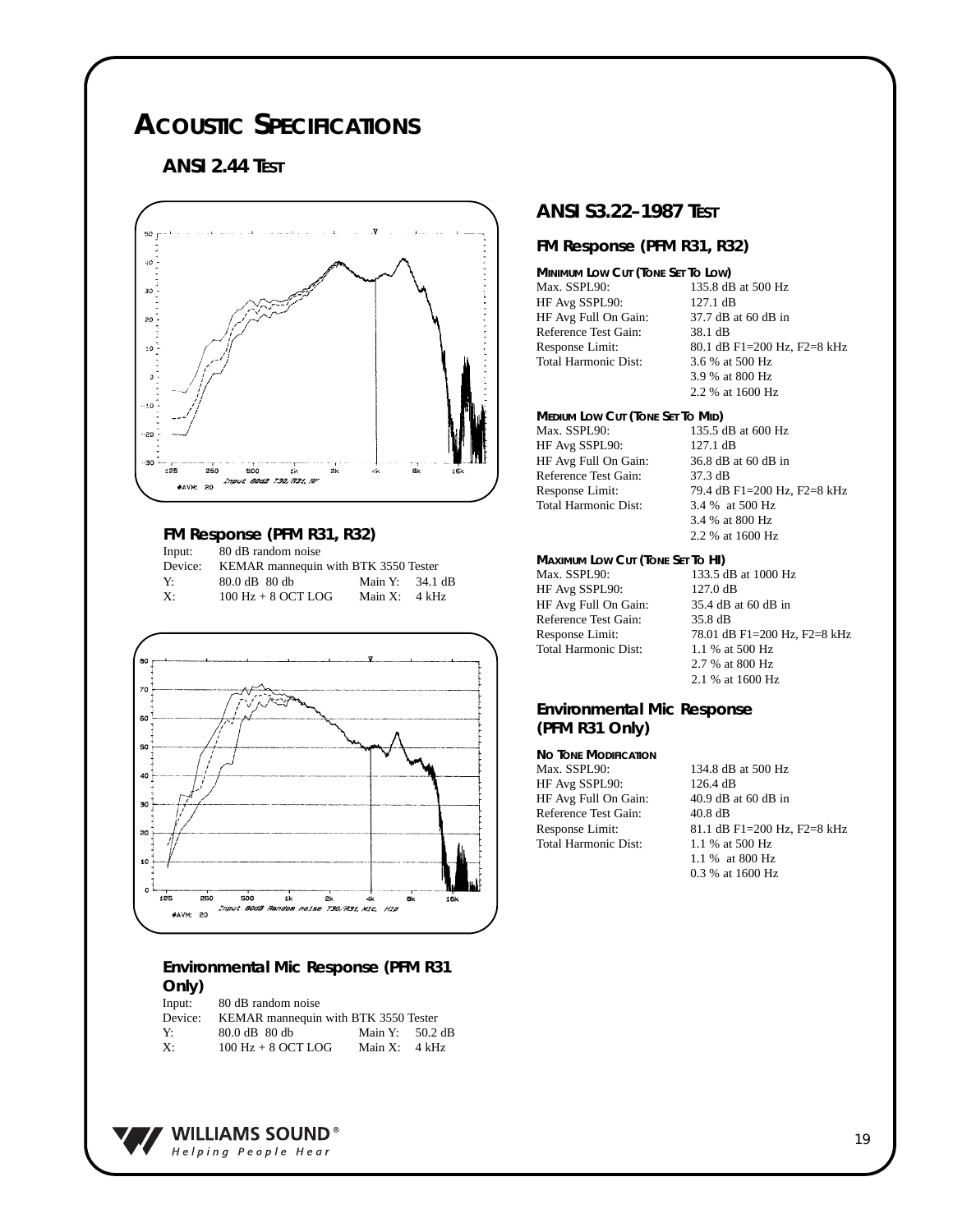# ACOUSTIC SPECIFICATIONS

## ANSI 2.44 TEST

### FM Response (PFM R31, R32)

| | | | |
|---|---|---|---|
| Input: | 80 dB random noise | | |
| Device: | KEMAR mannequin with BTK 3550 Tester | | |
| Y: | 80.0 dB 80 db | Main Y: | 34.1 dB |
| X: | 100 Hz + 8 OCT LOG | Main X: | 4 kHz |

### Environmental Mic Response (PFM R31 Only)

| | | | |
|---|---|---|---|
| Input: | 80 dB random noise | | |
| Device: | KEMAR mannequin with BTK 3550 Tester | | |
| Y: | 80.0 dB 80 db | Main Y: | 50.2 dB |
| X: | 100 Hz + 8 OCT LOG | Main X: | 4 kHz |

## ANSI S3.22–1987 TEST

### FM Response (PFM R31, R32)

#### MINIMUM LOW CUT (TONE SET TO LOW)

| | |
|---|---|
| Max. SSPL90: | 135.8 dB at 500 Hz |
| HF Avg SSPL90: | 127.1 dB |
| HF Avg Full On Gain: | 37.7 dB at 60 dB in |
| Reference Test Gain: | 38.1 dB |
| Response Limit: | 80.1 dB F1=200 Hz, F2=8 kHz |
| Total Harmonic Dist: | 3.6 % at 500 Hz |
| | 3.9 % at 800 Hz |
| | 2.2 % at 1600 Hz |

#### MEDIUM LOW CUT (TONE SET TO MID)

| | |
|---|---|
| Max. SSPL90: | 135.5 dB at 600 Hz |
| HF Avg SSPL90: | 127.1 dB |
| HF Avg Full On Gain: | 36.8 dB at 60 dB in |
| Reference Test Gain: | 37.3 dB |
| Response Limit: | 79.4 dB F1=200 Hz, F2=8 kHz |
| Total Harmonic Dist: | 3.4 % at 500 Hz |
| | 3.4 % at 800 Hz |
| | 2.2 % at 1600 Hz |

#### MAXIMUM LOW CUT (TONE SET TO HI)

| | |
|---|---|
| Max. SSPL90: | 133.5 dB at 1000 Hz |
| HF Avg SSPL90: | 127.0 dB |
| HF Avg Full On Gain: | 35.4 dB at 60 dB in |
| Reference Test Gain: | 35.8 dB |
| Response Limit: | 78.01 dB F1=200 Hz, F2=8 kHz |
| Total Harmonic Dist: | 1.1 % at 500 Hz |
| | 2.7 % at 800 Hz |
| | 2.1 % at 1600 Hz |

### Environmental Mic Response (PFM R31 Only)

#### NO TONE MODIFICATION

| | |
|---|---|
| Max. SSPL90: | 134.8 dB at 500 Hz |
| HF Avg SSPL90: | 126.4 dB |
| HF Avg Full On Gain: | 40.9 dB at 60 dB in |
| Reference Test Gain: | 40.8 dB |
| Response Limit: | 81.1 dB F1=200 Hz, F2=8 kHz |
| Total Harmonic Dist: | 1.1 % at 500 Hz |
| | 1.1 % at 800 Hz |
| | 0.3 % at 1600 Hz |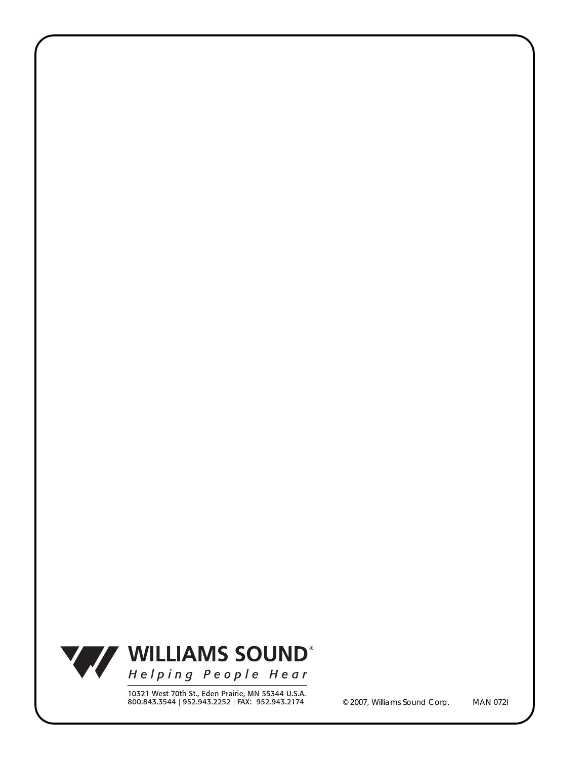**WILLIAMS SOUND®**

*Helping People Hear*

10321 West 70th St., Eden Prairie, MN 55344 U.S.A.
800.843.3544 | 952.943.2252 | FAX: 952.943.2174

© 2007, Williams Sound Corp. MAN 072I